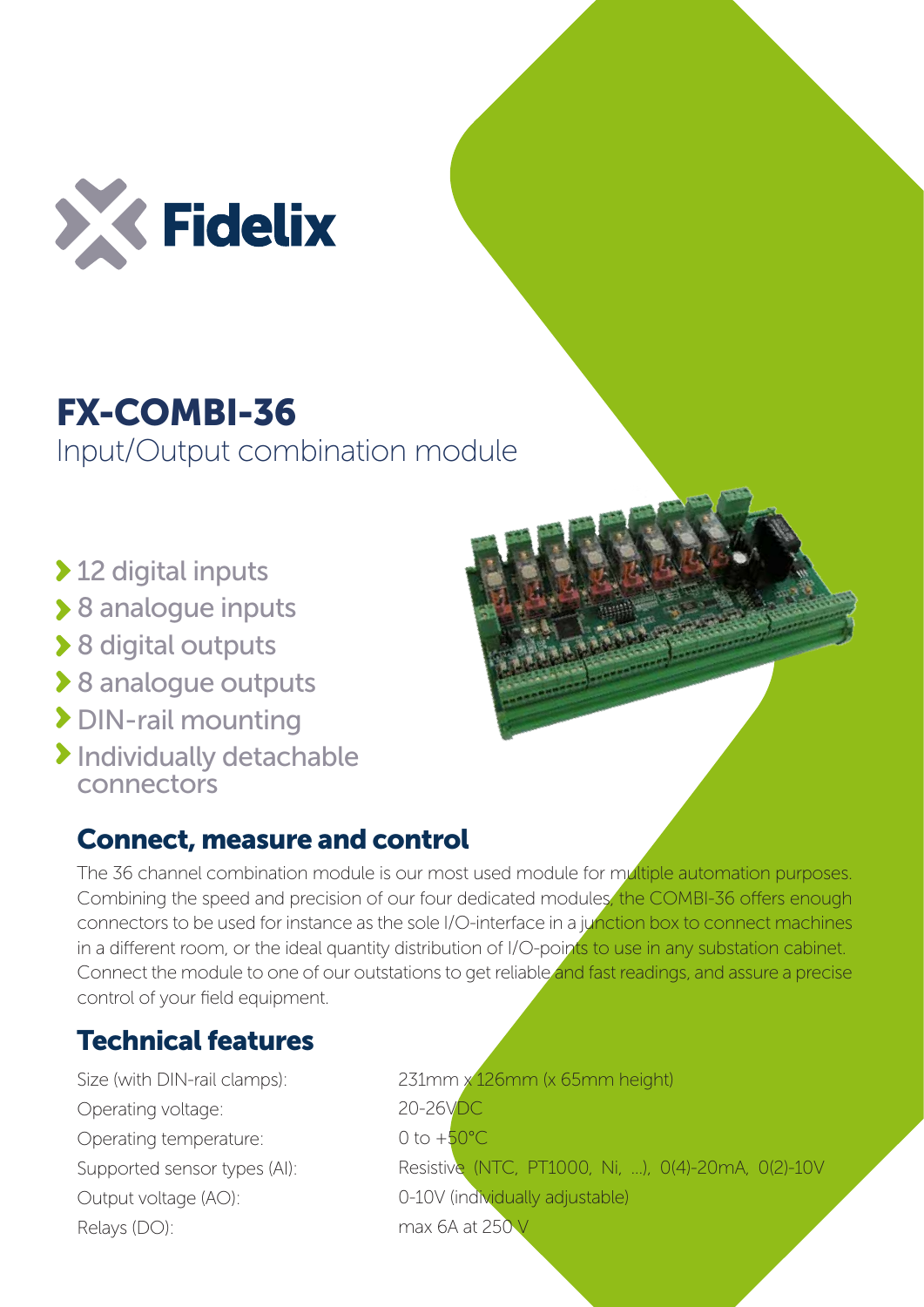Fidelix

# FX-COMBI-36

Input/Output combination module

- 12 digital inputs
- 8 analogue inputs
- 8 digital outputs
- 8 analogue outputs
- DIN-rail mounting
- Individually detachable connectors

## Connect, measure and control

The 36 channel combination module is our most used module for multiple automation purposes. Combining the speed and precision of our four dedicated modules, the COMBI-36 offers enough connectors to be used for instance as the sole I/O-interface in a junction box to connect machines in a different room, or the ideal quantity distribution of I/O-points to use in any substation cabinet. Connect the module to one of our outstations to get reliable and fast readings, and assure a precise control of your field equipment.

## Technical features

| | |
|---|---|
| Size (with DIN-rail clamps): | 231mm x 126mm (x 65mm height) |
| Operating voltage: | 20-26VDC |
| Operating temperature: | 0 to +50°C |
| Supported sensor types (AI): | Resistive (NTC, PT1000, Ni, ...), 0(4)-20mA, 0(2)-10V |
| Output voltage (AO): | 0-10V (individually adjustable) |
| Relays (DO): | max 6A at 250 V |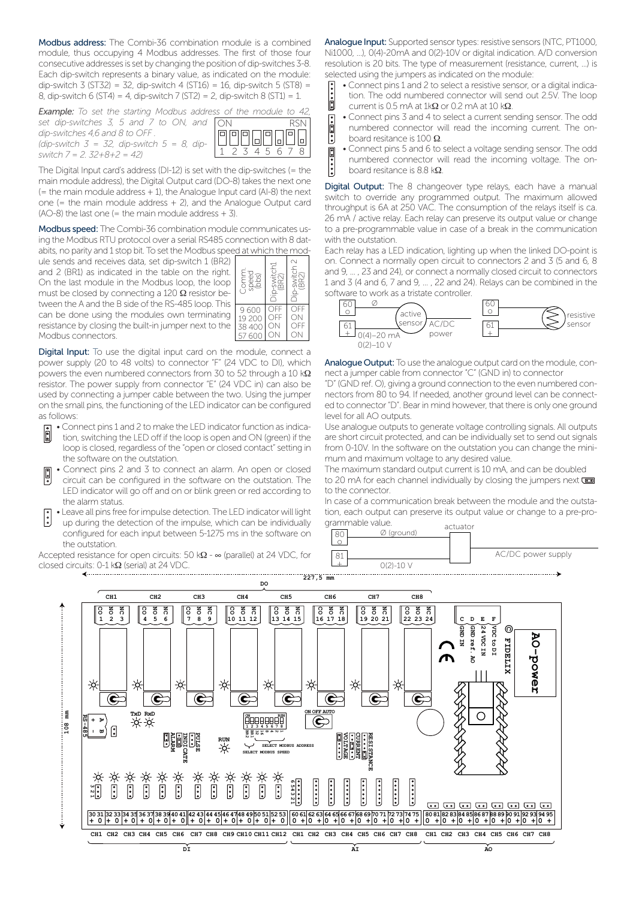**Modbus address:** The Combi-36 combination module is a combined module, thus occupying 4 Modbus addresses. The first of those four consecutive addresses is set by changing the position of dip-switches 3-8. Each dip-switch represents a binary value, as indicated on the module: dip-switch 3 (ST32) = 32, dip-switch 4 (ST16) = 16, dip-switch 5 (ST8) = 8, dip-switch 6 (ST4) = 4, dip-switch 7 (ST2) = 2, dip-switch 8 (ST1) = 1.

*Example: To set the starting Modbus address of the module to 42, set dip-switches 3, 5 and 7 to ON, and dip-switches 4,6 and 8 to OFF . (dip-switch 3 = 32, dip-switch 5 = 8, dip-switch 7 = 2. 32+8+2 = 42)*

ON RSN
1 2 3 4 5 6 7 8

The Digital Input card's address (DI-12) is set with the dip-switches (= the main module address), the Digital Output card (DO-8) takes the next one (= the main module address + 1), the Analogue Input card (AI-8) the next one (= the main module address + 2), and the Analogue Output card (AO-8) the last one (= the main module address + 3).

**Modbus speed:** The Combi-36 combination module communicates using the Modbus RTU protocol over a serial RS485 connection with 8 databits, no parity and 1 stop bit. To set the Modbus speed at which the module sends and receives data, set dip-switch 1 (BR2) and 2 (BR1) as indicated in the table on the right. On the last module in the Modbus loop, the loop must be closed by connecting a 120 Ω resistor between the A and the B side of the RS-485 loop. This can be done using the modules own terminating resistance by closing the built-in jumper next to the Modbus connectors.

| Comm. speed (bbs) | Dip-switch1 (BR2) | Dip-switch 2 (BR2) |
|---|---|---|
| 9 600 | OFF | OFF |
| 19 200 | OFF | ON |
| 38 400 | ON | OFF |
| 57 600 | ON | ON |

**Digital Input:** To use the digital input card on the module, connect a power supply (20 to 48 volts) to connector "F" (24 VDC to DI), which powers the even numbered connectors from 30 to 52 through a 10 kΩ resistor. The power supply from connector "E" (24 VDC in) can also be used by connecting a jumper cable between the two. Using the jumper on the small pins, the functioning of the LED indicator can be configured as follows:

- Connect pins 1 and 2 to make the LED indicator function as indication, switching the LED off if the loop is open and ON (green) if the loop is closed, regardless of the "open or closed contact" setting in the software on the outstation.
- Connect pins 2 and 3 to connect an alarm. An open or closed circuit can be configured in the software on the outstation. The LED indicator will go off and on or blink green or red according to the alarm status.
- Leave all pins free for impulse detection. The LED indicator will light up during the detection of the impulse, which can be individually configured for each input between 5-1275 ms in the software on the outstation.

Accepted resistance for open circuits: 50 kΩ - ∞ (parallel) at 24 VDC, for closed circuits: 0-1 kΩ (serial) at 24 VDC.

**Analogue Input:** Supported sensor types: resistive sensors (NTC, PT1000, Ni1000, ...), 0(4)-20mA and 0(2)-10V or digital indication. A/D conversion resolution is 20 bits. The type of measurement (resistance, current, ...) is selected using the jumpers as indicated on the module:

- Connect pins 1 and 2 to select a resistive sensor, or a digital indication. The odd numbered connector will send out 2.5V. The loop current is 0.5 mA at 1kΩ or 0.2 mA at 10 kΩ.
- Connect pins 3 and 4 to select a current sending sensor. The odd numbered connector will read the incoming current. The on-board resitance is 100 Ω.
- Connect pins 5 and 6 to select a voltage sending sensor. The odd numbered connector will read the incoming voltage. The on-board resitance is 8.8 kΩ.

**Digital Output:** The 8 changeover type relays, each have a manual switch to override any programmed output. The maximum allowed throughput is 6A at 250 VAC. The consumption of the relays itself is ca. 26 mA / active relay. Each relay can preserve its output value or change to a pre-programmable value in case of a break in the communication with the outstation.

Each relay has a LED indication, lighting up when the linked DO-point is on. Connect a normally open circuit to connectors 2 and 3 (5 and 6, 8 and 9, ... , 23 and 24), or connect a normally closed circuit to connectors 1 and 3 (4 and 6, 7 and 9, ... , 22 and 24). Relays can be combined in the software to work as a tristate controller.

60 Ø 61 + active sensor AC/DC power 0(4)–20 mA 0(2)–10 V
60 61 + resistive sensor

**Analogue Output:** To use the analogue output card on the module, connect a jumper cable from connector "C" (GND in) to connector "D" (GND ref. O), giving a ground connection to the even numbered connectors from 80 to 94. If needed, another ground level can be connected to connector "D". Bear in mind however, that there is only one ground level for all AO outputs.

Use analogue outputs to generate voltage controlling signals. All outputs are short circuit protected, and can be individually set to send out signals from 0-10V. In the software on the outstation you can change the minimum and maximum voltage to any desired value.

The maximum standard output current is 10 mA, and can be doubled to 20 mA for each channel individually by closing the jumpers next to the connector.

In case of a communication break between the module and the outstation, each output can preserve its output value or change to a pre-programmable value.

80 Ø (ground) 81 + 0(2)-10 V actuator AC/DC power supply

227,5 mm
108 mm
DO
CH1 CH2 CH3 CH4 CH5 CH6 CH7 CH8
CO NO NC 1 2 3 4 5 6 7 8 9 10 11 12 13 14 15 16 17 18 19 20 21 22 23 24
C D E F GND IN GND ref. AO 24 VDC IN VDC to DI
FIDELIX AO-power
RS-485 + A - B
TxD RxD
ALARM INDICATE PULSE
RUN
ON RSN 1 2 3 4 5 6 7 8 SELECT MODBUS ADDRESS SELECT MODBUS SPEED
ON OFF AUTO
CURRENT VOLTAGE RESISTANCE
30 31 32 33 34 35 36 37 38 39 40 41 42 43 44 45 46 47 48 49 50 51 52 53
60 61 62 63 64 65 66 67 68 69 70 71 72 73 74 75
80 81 82 83 84 85 86 87 88 89 90 91 92 93 94 95
CH1 CH2 CH3 CH4 CH5 CH6 CH7 CH8 CH9 CH10 CH11 CH12 CH1 CH2 CH3 CH4 CH5 CH6 CH7 CH8 CH1 CH2 CH3 CH4 CH5 CH6 CH7 CH8
DI AI AO